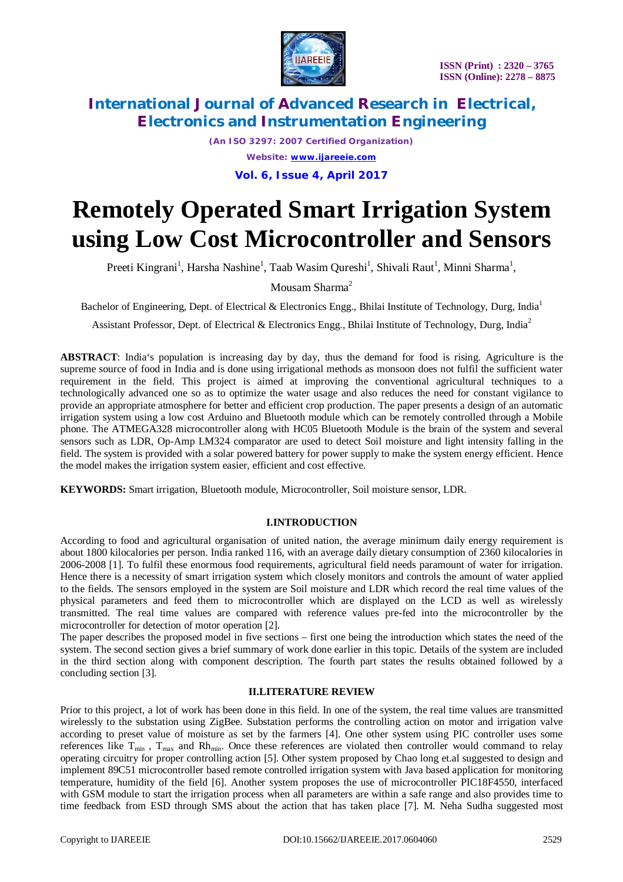# Remotely Operated Smart Irrigation System using Low Cost Microcontroller and Sensors

Preeti Kingrani[1], Harsha Nashine[1], Taab Wasim Qureshi[1], Shivali Raut[1], Minni Sharma[1],

Mousam Sharma[2]

Bachelor of Engineering, Dept. of Electrical & Electronics Engg., Bhilai Institute of Technology, Durg, India[1]

Assistant Professor, Dept. of Electrical & Electronics Engg., Bhilai Institute of Technology, Durg, India[2]

**ABSTRACT**: India's population is increasing day by day, thus the demand for food is rising. Agriculture is the supreme source of food in India and is done using irrigational methods as monsoon does not fulfil the sufficient water requirement in the field. This project is aimed at improving the conventional agricultural techniques to a technologically advanced one so as to optimize the water usage and also reduces the need for constant vigilance to provide an appropriate atmosphere for better and efficient crop production. The paper presents a design of an automatic irrigation system using a low cost Arduino and Bluetooth module which can be remotely controlled through a Mobile phone. The ATMEGA328 microcontroller along with HC05 Bluetooth Module is the brain of the system and several sensors such as LDR, Op-Amp LM324 comparator are used to detect Soil moisture and light intensity falling in the field. The system is provided with a solar powered battery for power supply to make the system energy efficient. Hence the model makes the irrigation system easier, efficient and cost effective.

**KEYWORDS:** Smart irrigation, Bluetooth module, Microcontroller, Soil moisture sensor, LDR.

## I.INTRODUCTION

According to food and agricultural organisation of united nation, the average minimum daily energy requirement is about 1800 kilocalories per person. India ranked 116, with an average daily dietary consumption of 2360 kilocalories in 2006-2008 [1]. To fulfil these enormous food requirements, agricultural field needs paramount of water for irrigation. Hence there is a necessity of smart irrigation system which closely monitors and controls the amount of water applied to the fields. The sensors employed in the system are Soil moisture and LDR which record the real time values of the physical parameters and feed them to microcontroller which are displayed on the LCD as well as wirelessly transmitted. The real time values are compared with reference values pre-fed into the microcontroller by the microcontroller for detection of motor operation [2].

The paper describes the proposed model in five sections – first one being the introduction which states the need of the system. The second section gives a brief summary of work done earlier in this topic. Details of the system are included in the third section along with component description. The fourth part states the results obtained followed by a concluding section [3].

## II.LITERATURE REVIEW

Prior to this project, a lot of work has been done in this field. In one of the system, the real time values are transmitted wirelessly to the substation using ZigBee. Substation performs the controlling action on motor and irrigation valve according to preset value of moisture as set by the farmers [4]. One other system using PIC controller uses some references like $T_{min}$ , $T_{max}$ and $Rh_{min}$. Once these references are violated then controller would command to relay operating circuitry for proper controlling action [5]. Other system proposed by Chao long et.al suggested to design and implement 89C51 microcontroller based remote controlled irrigation system with Java based application for monitoring temperature, humidity of the field [6]. Another system proposes the use of microcontroller PIC18F4550, interfaced with GSM module to start the irrigation process when all parameters are within a safe range and also provides time to time feedback from ESD through SMS about the action that has taken place [7]. M. Neha Sudha suggested most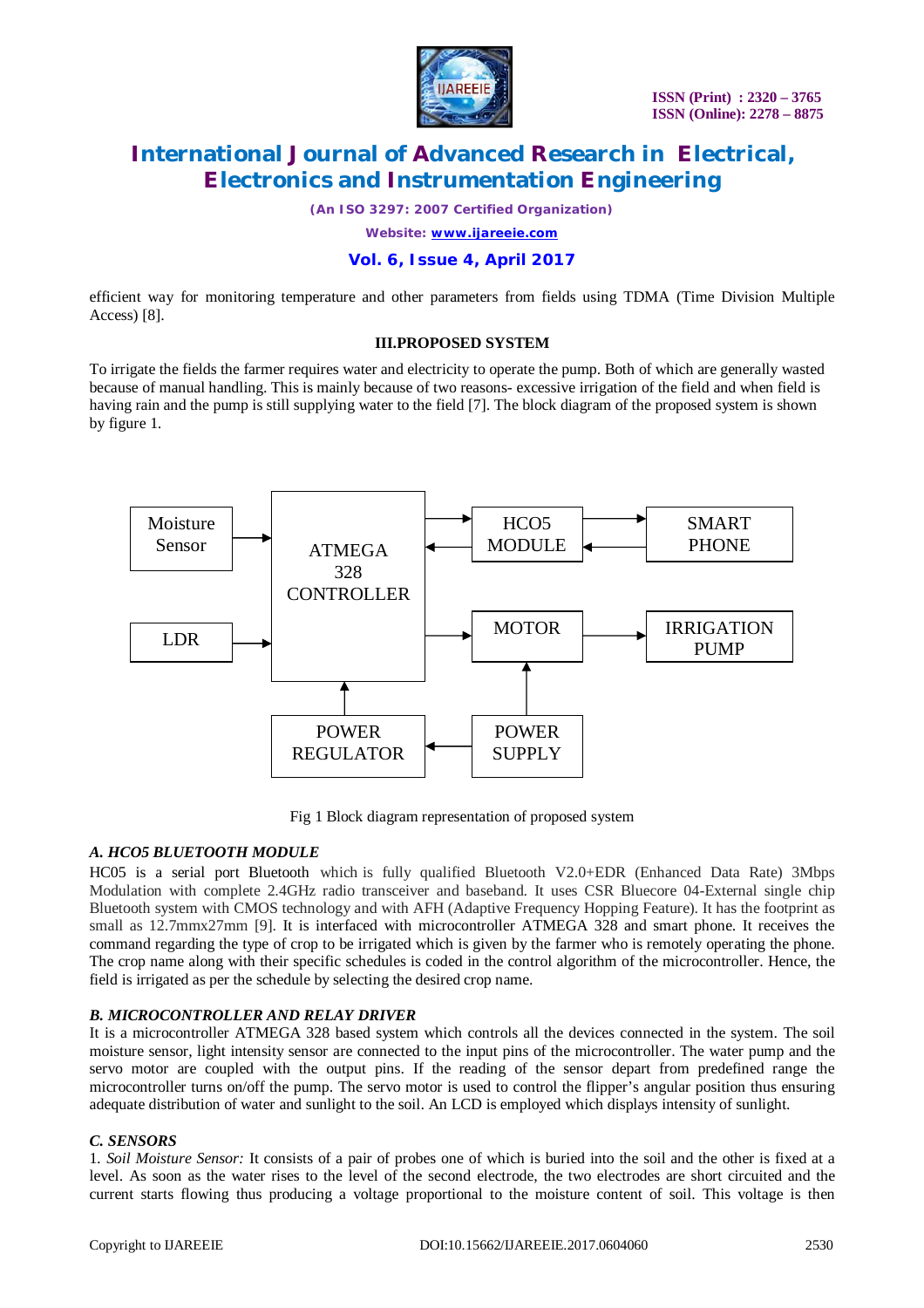efficient way for monitoring temperature and other parameters from fields using TDMA (Time Division Multiple Access) [8].

## III.PROPOSED SYSTEM

To irrigate the fields the farmer requires water and electricity to operate the pump. Both of which are generally wasted because of manual handling. This is mainly because of two reasons- excessive irrigation of the field and when field is having rain and the pump is still supplying water to the field [7]. The block diagram of the proposed system is shown by figure 1.

Moisture Sensor

LDR

ATMEGA 328 CONTROLLER

HCO5 MODULE

SMART PHONE

MOTOR

IRRIGATION PUMP

POWER REGULATOR

POWER SUPPLY

Fig 1 Block diagram representation of proposed system

### *A. HCO5 BLUETOOTH MODULE*

HC05 is a serial port Bluetooth which is fully qualified Bluetooth V2.0+EDR (Enhanced Data Rate) 3Mbps Modulation with complete 2.4GHz radio transceiver and baseband. It uses CSR Bluecore 04-External single chip Bluetooth system with CMOS technology and with AFH (Adaptive Frequency Hopping Feature). It has the footprint as small as 12.7mmx27mm [9]. It is interfaced with microcontroller ATMEGA 328 and smart phone. It receives the command regarding the type of crop to be irrigated which is given by the farmer who is remotely operating the phone. The crop name along with their specific schedules is coded in the control algorithm of the microcontroller. Hence, the field is irrigated as per the schedule by selecting the desired crop name.

### *B. MICROCONTROLLER AND RELAY DRIVER*

It is a microcontroller ATMEGA 328 based system which controls all the devices connected in the system. The soil moisture sensor, light intensity sensor are connected to the input pins of the microcontroller. The water pump and the servo motor are coupled with the output pins. If the reading of the sensor depart from predefined range the microcontroller turns on/off the pump. The servo motor is used to control the flipper's angular position thus ensuring adequate distribution of water and sunlight to the soil. An LCD is employed which displays intensity of sunlight.

### *C. SENSORS*

1. *Soil Moisture Sensor:* It consists of a pair of probes one of which is buried into the soil and the other is fixed at a level. As soon as the water rises to the level of the second electrode, the two electrodes are short circuited and the current starts flowing thus producing a voltage proportional to the moisture content of soil. This voltage is then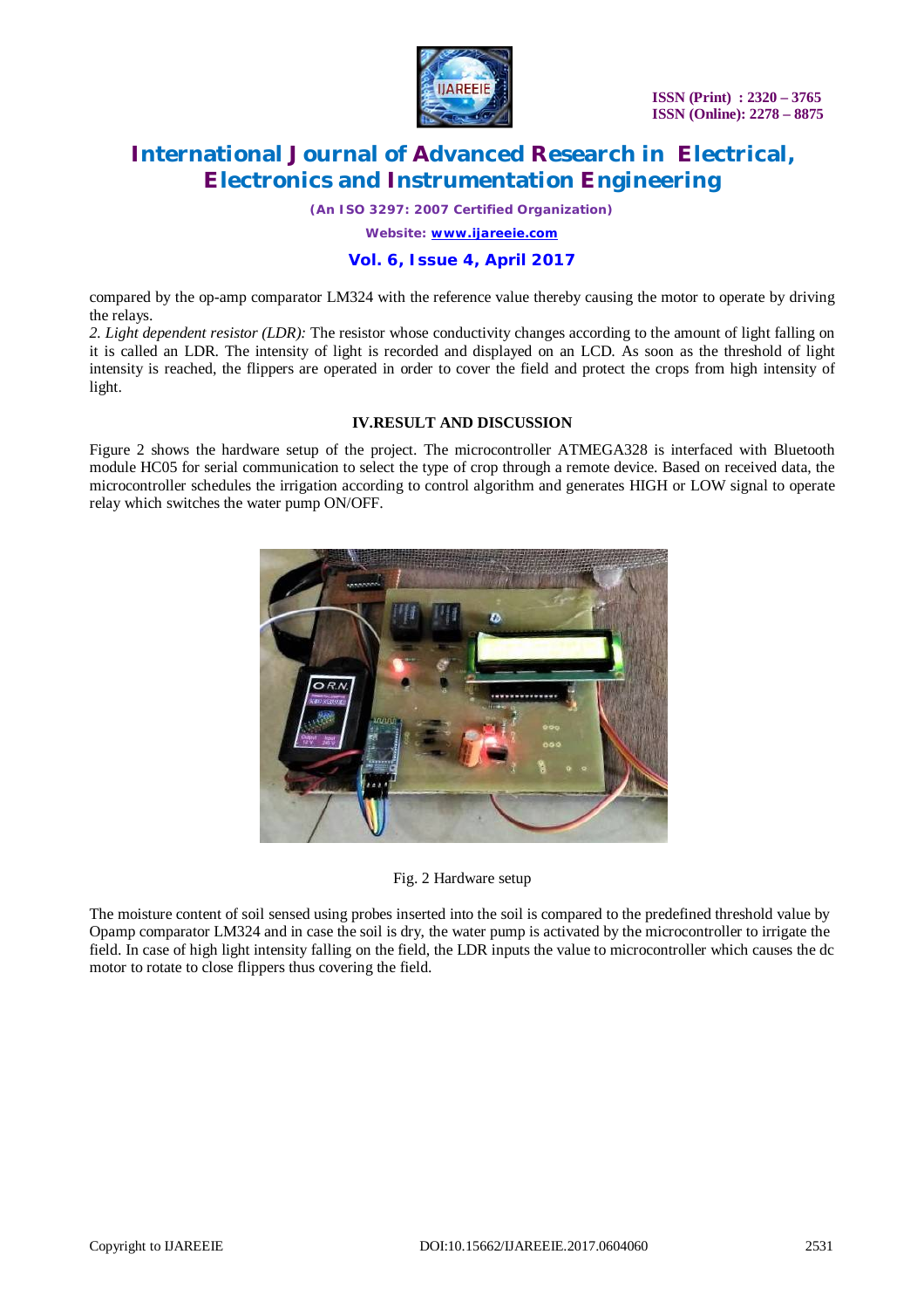compared by the op-amp comparator LM324 with the reference value thereby causing the motor to operate by driving the relays.

*2. Light dependent resistor (LDR):* The resistor whose conductivity changes according to the amount of light falling on it is called an LDR. The intensity of light is recorded and displayed on an LCD. As soon as the threshold of light intensity is reached, the flippers are operated in order to cover the field and protect the crops from high intensity of light.

## IV.RESULT AND DISCUSSION

Figure 2 shows the hardware setup of the project. The microcontroller ATMEGA328 is interfaced with Bluetooth module HC05 for serial communication to select the type of crop through a remote device. Based on received data, the microcontroller schedules the irrigation according to control algorithm and generates HIGH or LOW signal to operate relay which switches the water pump ON/OFF.

Fig. 2 Hardware setup

The moisture content of soil sensed using probes inserted into the soil is compared to the predefined threshold value by Opamp comparator LM324 and in case the soil is dry, the water pump is activated by the microcontroller to irrigate the field. In case of high light intensity falling on the field, the LDR inputs the value to microcontroller which causes the dc motor to rotate to close flippers thus covering the field.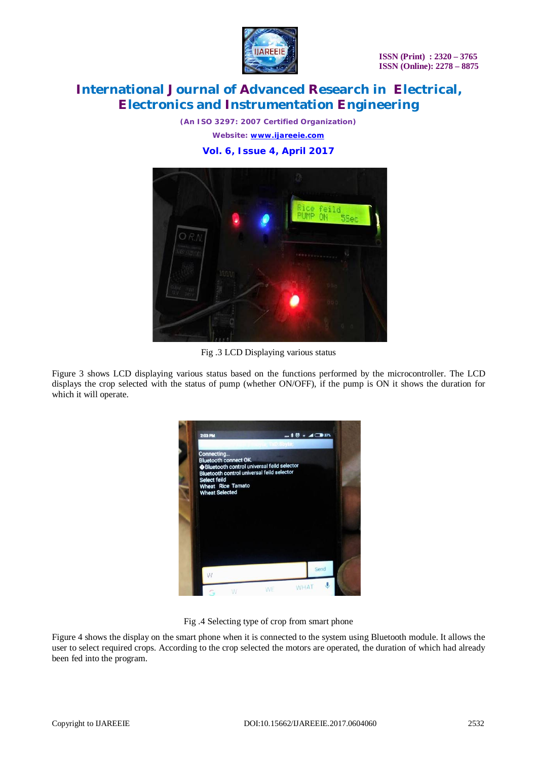Fig .3 LCD Displaying various status

Figure 3 shows LCD displaying various status based on the functions performed by the microcontroller. The LCD displays the crop selected with the status of pump (whether ON/OFF), if the pump is ON it shows the duration for which it will operate.

Fig .4 Selecting type of crop from smart phone

Figure 4 shows the display on the smart phone when it is connected to the system using Bluetooth module. It allows the user to select required crops. According to the crop selected the motors are operated, the duration of which had already been fed into the program.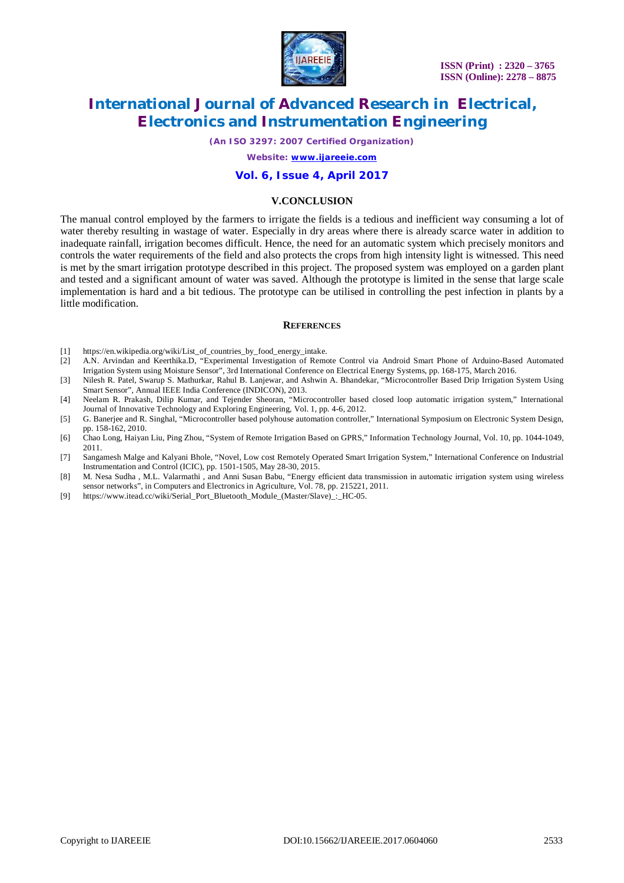## V.CONCLUSION

The manual control employed by the farmers to irrigate the fields is a tedious and inefficient way consuming a lot of water thereby resulting in wastage of water. Especially in dry areas where there is already scarce water in addition to inadequate rainfall, irrigation becomes difficult. Hence, the need for an automatic system which precisely monitors and controls the water requirements of the field and also protects the crops from high intensity light is witnessed. This need is met by the smart irrigation prototype described in this project. The proposed system was employed on a garden plant and tested and a significant amount of water was saved. Although the prototype is limited in the sense that large scale implementation is hard and a bit tedious. The prototype can be utilised in controlling the pest infection in plants by a little modification.

## REFERENCES

[1] https://en.wikipedia.org/wiki/List_of_countries_by_food_energy_intake.

[2] A.N. Arvindan and Keerthika.D, "Experimental Investigation of Remote Control via Android Smart Phone of Arduino-Based Automated Irrigation System using Moisture Sensor", 3rd International Conference on Electrical Energy Systems, pp. 168-175, March 2016.

[3] Nilesh R. Patel, Swarup S. Mathurkar, Rahul B. Lanjewar, and Ashwin A. Bhandekar, "Microcontroller Based Drip Irrigation System Using Smart Sensor", Annual IEEE India Conference (INDICON), 2013.

[4] Neelam R. Prakash, Dilip Kumar, and Tejender Sheoran, "Microcontroller based closed loop automatic irrigation system," International Journal of Innovative Technology and Exploring Engineering, Vol. 1, pp. 4-6, 2012.

[5] G. Banerjee and R. Singhal, "Microcontroller based polyhouse automation controller," International Symposium on Electronic System Design, pp. 158-162, 2010.

[6] Chao Long, Haiyan Liu, Ping Zhou, "System of Remote Irrigation Based on GPRS," Information Technology Journal, Vol. 10, pp. 1044-1049, 2011.

[7] Sangamesh Malge and Kalyani Bhole, "Novel, Low cost Remotely Operated Smart Irrigation System," International Conference on Industrial Instrumentation and Control (ICIC), pp. 1501-1505, May 28-30, 2015.

[8] M. Nesa Sudha , M.L. Valarmathi , and Anni Susan Babu, "Energy efficient data transmission in automatic irrigation system using wireless sensor networks", in Computers and Electronics in Agriculture, Vol. 78, pp. 215221, 2011.

[9] https://www.itead.cc/wiki/Serial_Port_Bluetooth_Module_(Master/Slave)_:_HC-05.